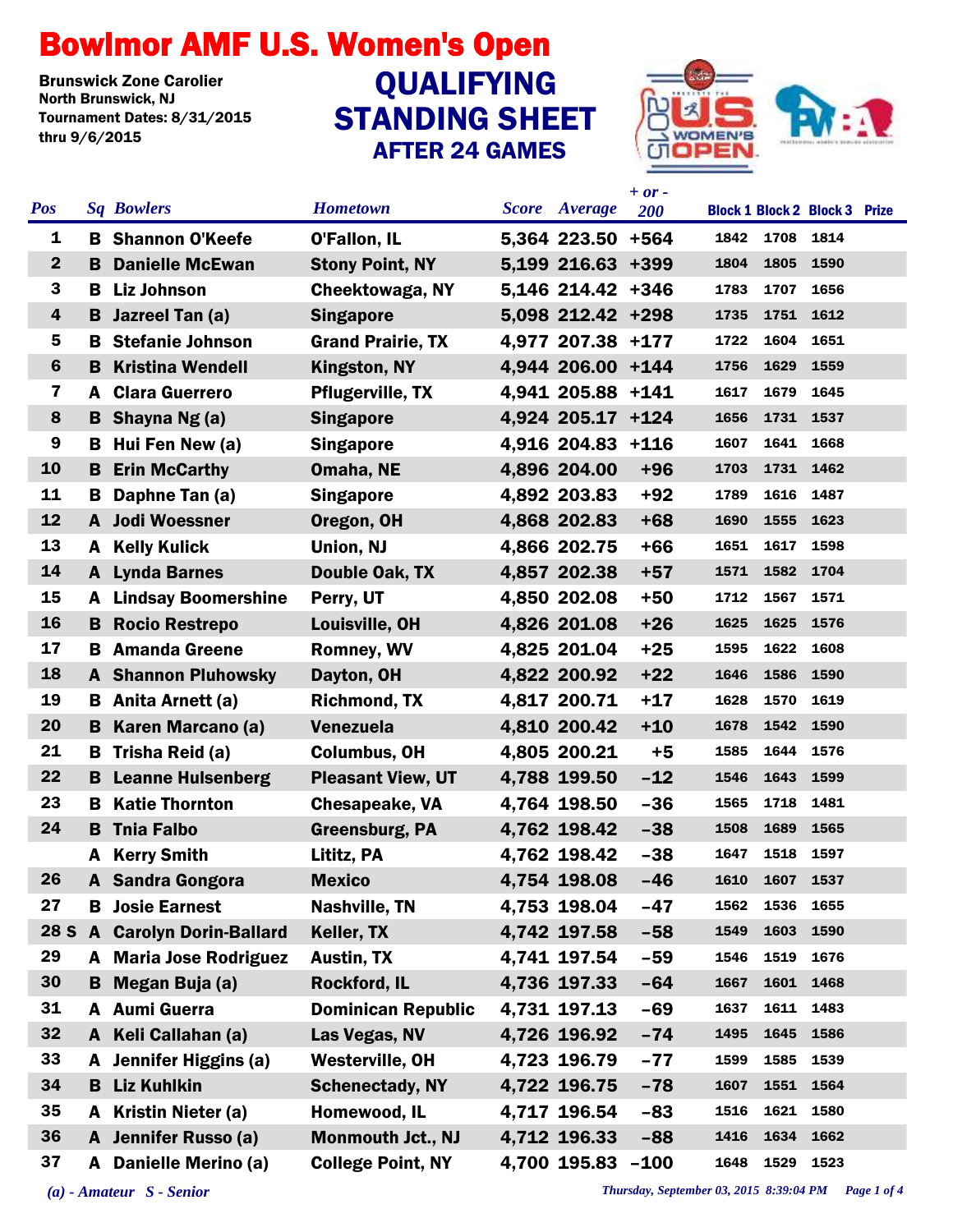# Bowlmor AMF U.S. Women's Open

Brunswick Zone Carolier
North Brunswick, NJ
Tournament Dates: 8/31/2015 thru 9/6/2015

## QUALIFYING STANDING SHEET
### AFTER 24 GAMES

| Pos | Sq | Bowlers | Hometown | Score | Average | + or - 200 | Block 1 | Block 2 | Block 3 | Prize |
|---|---|---|---|---|---|---|---|---|---|---|
| 1 | B | Shannon O'Keefe | O'Fallon, IL | 5,364 | 223.50 | +564 | 1842 | 1708 | 1814 | |
| 2 | B | Danielle McEwan | Stony Point, NY | 5,199 | 216.63 | +399 | 1804 | 1805 | 1590 | |
| 3 | B | Liz Johnson | Cheektowaga, NY | 5,146 | 214.42 | +346 | 1783 | 1707 | 1656 | |
| 4 | B | Jazreel Tan (a) | Singapore | 5,098 | 212.42 | +298 | 1735 | 1751 | 1612 | |
| 5 | B | Stefanie Johnson | Grand Prairie, TX | 4,977 | 207.38 | +177 | 1722 | 1604 | 1651 | |
| 6 | B | Kristina Wendell | Kingston, NY | 4,944 | 206.00 | +144 | 1756 | 1629 | 1559 | |
| 7 | A | Clara Guerrero | Pflugerville, TX | 4,941 | 205.88 | +141 | 1617 | 1679 | 1645 | |
| 8 | B | Shayna Ng (a) | Singapore | 4,924 | 205.17 | +124 | 1656 | 1731 | 1537 | |
| 9 | B | Hui Fen New (a) | Singapore | 4,916 | 204.83 | +116 | 1607 | 1641 | 1668 | |
| 10 | B | Erin McCarthy | Omaha, NE | 4,896 | 204.00 | +96 | 1703 | 1731 | 1462 | |
| 11 | B | Daphne Tan (a) | Singapore | 4,892 | 203.83 | +92 | 1789 | 1616 | 1487 | |
| 12 | A | Jodi Woessner | Oregon, OH | 4,868 | 202.83 | +68 | 1690 | 1555 | 1623 | |
| 13 | A | Kelly Kulick | Union, NJ | 4,866 | 202.75 | +66 | 1651 | 1617 | 1598 | |
| 14 | A | Lynda Barnes | Double Oak, TX | 4,857 | 202.38 | +57 | 1571 | 1582 | 1704 | |
| 15 | A | Lindsay Boomershine | Perry, UT | 4,850 | 202.08 | +50 | 1712 | 1567 | 1571 | |
| 16 | B | Rocio Restrepo | Louisville, OH | 4,826 | 201.08 | +26 | 1625 | 1625 | 1576 | |
| 17 | B | Amanda Greene | Romney, WV | 4,825 | 201.04 | +25 | 1595 | 1622 | 1608 | |
| 18 | A | Shannon Pluhowsky | Dayton, OH | 4,822 | 200.92 | +22 | 1646 | 1586 | 1590 | |
| 19 | B | Anita Arnett (a) | Richmond, TX | 4,817 | 200.71 | +17 | 1628 | 1570 | 1619 | |
| 20 | B | Karen Marcano (a) | Venezuela | 4,810 | 200.42 | +10 | 1678 | 1542 | 1590 | |
| 21 | B | Trisha Reid (a) | Columbus, OH | 4,805 | 200.21 | +5 | 1585 | 1644 | 1576 | |
| 22 | B | Leanne Hulsenberg | Pleasant View, UT | 4,788 | 199.50 | -12 | 1546 | 1643 | 1599 | |
| 23 | B | Katie Thornton | Chesapeake, VA | 4,764 | 198.50 | -36 | 1565 | 1718 | 1481 | |
| 24 | B | Tnia Falbo | Greensburg, PA | 4,762 | 198.42 | -38 | 1508 | 1689 | 1565 | |
| | A | Kerry Smith | Lititz, PA | 4,762 | 198.42 | -38 | 1647 | 1518 | 1597 | |
| 26 | A | Sandra Gongora | Mexico | 4,754 | 198.08 | -46 | 1610 | 1607 | 1537 | |
| 27 | B | Josie Earnest | Nashville, TN | 4,753 | 198.04 | -47 | 1562 | 1536 | 1655 | |
| 28 S | A | Carolyn Dorin-Ballard | Keller, TX | 4,742 | 197.58 | -58 | 1549 | 1603 | 1590 | |
| 29 | A | Maria Jose Rodriguez | Austin, TX | 4,741 | 197.54 | -59 | 1546 | 1519 | 1676 | |
| 30 | B | Megan Buja (a) | Rockford, IL | 4,736 | 197.33 | -64 | 1667 | 1601 | 1468 | |
| 31 | A | Aumi Guerra | Dominican Republic | 4,731 | 197.13 | -69 | 1637 | 1611 | 1483 | |
| 32 | A | Keli Callahan (a) | Las Vegas, NV | 4,726 | 196.92 | -74 | 1495 | 1645 | 1586 | |
| 33 | A | Jennifer Higgins (a) | Westerville, OH | 4,723 | 196.79 | -77 | 1599 | 1585 | 1539 | |
| 34 | B | Liz Kuhlkin | Schenectady, NY | 4,722 | 196.75 | -78 | 1607 | 1551 | 1564 | |
| 35 | A | Kristin Nieter (a) | Homewood, IL | 4,717 | 196.54 | -83 | 1516 | 1621 | 1580 | |
| 36 | A | Jennifer Russo (a) | Monmouth Jct., NJ | 4,712 | 196.33 | -88 | 1416 | 1634 | 1662 | |
| 37 | A | Danielle Merino (a) | College Point, NY | 4,700 | 195.83 | -100 | 1648 | 1529 | 1523 | |

*(a) - Amateur S - Senior*

*Thursday, September 03, 2015 8:39:04 PM*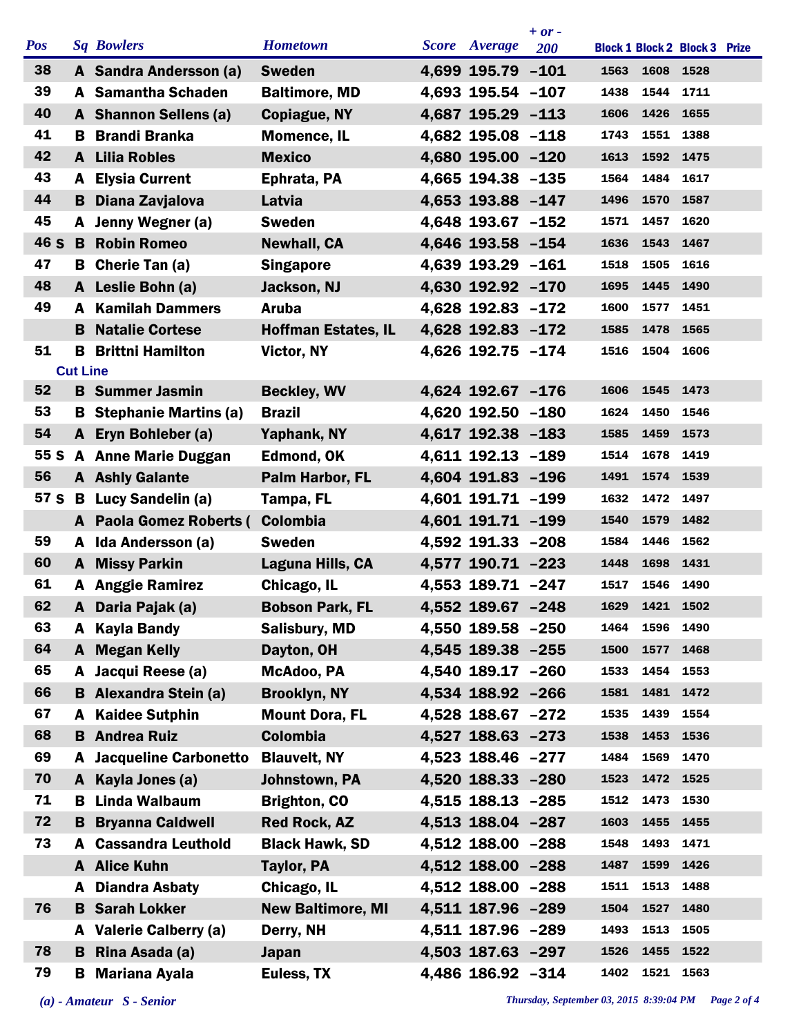| Pos | Sq | Bowlers | Hometown | Score | Average | + or - 200 | Block 1 | Block 2 | Block 3 | Prize |
|---|---|---|---|---|---|---|---|---|---|---|
| 38 | A | Sandra Andersson (a) | Sweden | 4,699 | 195.79 | -101 | 1563 | 1608 | 1528 | |
| 39 | A | Samantha Schaden | Baltimore, MD | 4,693 | 195.54 | -107 | 1438 | 1544 | 1711 | |
| 40 | A | Shannon Sellens (a) | Copiague, NY | 4,687 | 195.29 | -113 | 1606 | 1426 | 1655 | |
| 41 | B | Brandi Branka | Momence, IL | 4,682 | 195.08 | -118 | 1743 | 1551 | 1388 | |
| 42 | A | Lilia Robles | Mexico | 4,680 | 195.00 | -120 | 1613 | 1592 | 1475 | |
| 43 | A | Elysia Current | Ephrata, PA | 4,665 | 194.38 | -135 | 1564 | 1484 | 1617 | |
| 44 | B | Diana Zavjalova | Latvia | 4,653 | 193.88 | -147 | 1496 | 1570 | 1587 | |
| 45 | A | Jenny Wegner (a) | Sweden | 4,648 | 193.67 | -152 | 1571 | 1457 | 1620 | |
| 46 S | B | Robin Romeo | Newhall, CA | 4,646 | 193.58 | -154 | 1636 | 1543 | 1467 | |
| 47 | B | Cherie Tan (a) | Singapore | 4,639 | 193.29 | -161 | 1518 | 1505 | 1616 | |
| 48 | A | Leslie Bohn (a) | Jackson, NJ | 4,630 | 192.92 | -170 | 1695 | 1445 | 1490 | |
| 49 | A | Kamilah Dammers | Aruba | 4,628 | 192.83 | -172 | 1600 | 1577 | 1451 | |
| | B | Natalie Cortese | Hoffman Estates, IL | 4,628 | 192.83 | -172 | 1585 | 1478 | 1565 | |
| 51 | B | Brittni Hamilton | Victor, NY | 4,626 | 192.75 | -174 | 1516 | 1504 | 1606 | |
| **Cut Line** | | | | | | | | | | |
| 52 | B | Summer Jasmin | Beckley, WV | 4,624 | 192.67 | -176 | 1606 | 1545 | 1473 | |
| 53 | B | Stephanie Martins (a) | Brazil | 4,620 | 192.50 | -180 | 1624 | 1450 | 1546 | |
| 54 | A | Eryn Bohleber (a) | Yaphank, NY | 4,617 | 192.38 | -183 | 1585 | 1459 | 1573 | |
| 55 S | A | Anne Marie Duggan | Edmond, OK | 4,611 | 192.13 | -189 | 1514 | 1678 | 1419 | |
| 56 | A | Ashly Galante | Palm Harbor, FL | 4,604 | 191.83 | -196 | 1491 | 1574 | 1539 | |
| 57 S | B | Lucy Sandelin (a) | Tampa, FL | 4,601 | 191.71 | -199 | 1632 | 1472 | 1497 | |
| | A | Paola Gomez Roberts ( | Colombia | 4,601 | 191.71 | -199 | 1540 | 1579 | 1482 | |
| 59 | A | Ida Andersson (a) | Sweden | 4,592 | 191.33 | -208 | 1584 | 1446 | 1562 | |
| 60 | A | Missy Parkin | Laguna Hills, CA | 4,577 | 190.71 | -223 | 1448 | 1698 | 1431 | |
| 61 | A | Anggie Ramirez | Chicago, IL | 4,553 | 189.71 | -247 | 1517 | 1546 | 1490 | |
| 62 | A | Daria Pajak (a) | Bobson Park, FL | 4,552 | 189.67 | -248 | 1629 | 1421 | 1502 | |
| 63 | A | Kayla Bandy | Salisbury, MD | 4,550 | 189.58 | -250 | 1464 | 1596 | 1490 | |
| 64 | A | Megan Kelly | Dayton, OH | 4,545 | 189.38 | -255 | 1500 | 1577 | 1468 | |
| 65 | A | Jacqui Reese (a) | McAdoo, PA | 4,540 | 189.17 | -260 | 1533 | 1454 | 1553 | |
| 66 | B | Alexandra Stein (a) | Brooklyn, NY | 4,534 | 188.92 | -266 | 1581 | 1481 | 1472 | |
| 67 | A | Kaidee Sutphin | Mount Dora, FL | 4,528 | 188.67 | -272 | 1535 | 1439 | 1554 | |
| 68 | B | Andrea Ruiz | Colombia | 4,527 | 188.63 | -273 | 1538 | 1453 | 1536 | |
| 69 | A | Jacqueline Carbonetto | Blauvelt, NY | 4,523 | 188.46 | -277 | 1484 | 1569 | 1470 | |
| 70 | A | Kayla Jones (a) | Johnstown, PA | 4,520 | 188.33 | -280 | 1523 | 1472 | 1525 | |
| 71 | B | Linda Walbaum | Brighton, CO | 4,515 | 188.13 | -285 | 1512 | 1473 | 1530 | |
| 72 | B | Bryanna Caldwell | Red Rock, AZ | 4,513 | 188.04 | -287 | 1603 | 1455 | 1455 | |
| 73 | A | Cassandra Leuthold | Black Hawk, SD | 4,512 | 188.00 | -288 | 1548 | 1493 | 1471 | |
| | A | Alice Kuhn | Taylor, PA | 4,512 | 188.00 | -288 | 1487 | 1599 | 1426 | |
| | A | Diandra Asbaty | Chicago, IL | 4,512 | 188.00 | -288 | 1511 | 1513 | 1488 | |
| 76 | B | Sarah Lokker | New Baltimore, MI | 4,511 | 187.96 | -289 | 1504 | 1527 | 1480 | |
| | A | Valerie Calberry (a) | Derry, NH | 4,511 | 187.96 | -289 | 1493 | 1513 | 1505 | |
| 78 | B | Rina Asada (a) | Japan | 4,503 | 187.63 | -297 | 1526 | 1455 | 1522 | |
| 79 | B | Mariana Ayala | Euless, TX | 4,486 | 186.92 | -314 | 1402 | 1521 | 1563 | |

*(a) - Amateur S - Senior*

*Thursday, September 03, 2015 8:39:04 PM*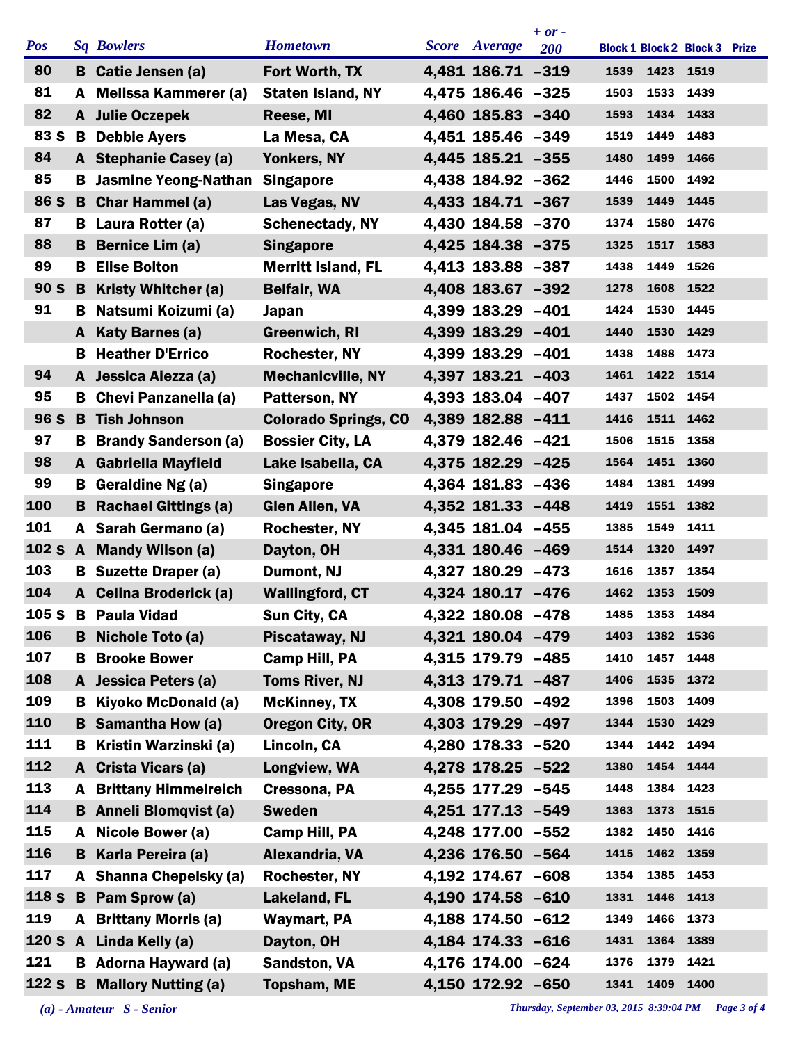| Pos | Sq | Bowlers | Hometown | Score | Average | + or - 200 | Block 1 | Block 2 | Block 3 | Prize |
|---|---|---|---|---|---|---|---|---|---|---|
| 80 | B | Catie Jensen (a) | Fort Worth, TX | 4,481 | 186.71 | -319 | 1539 | 1423 | 1519 | |
| 81 | A | Melissa Kammerer (a) | Staten Island, NY | 4,475 | 186.46 | -325 | 1503 | 1533 | 1439 | |
| 82 | A | Julie Oczepek | Reese, MI | 4,460 | 185.83 | -340 | 1593 | 1434 | 1433 | |
| 83 S | B | Debbie Ayers | La Mesa, CA | 4,451 | 185.46 | -349 | 1519 | 1449 | 1483 | |
| 84 | A | Stephanie Casey (a) | Yonkers, NY | 4,445 | 185.21 | -355 | 1480 | 1499 | 1466 | |
| 85 | B | Jasmine Yeong-Nathan | Singapore | 4,438 | 184.92 | -362 | 1446 | 1500 | 1492 | |
| 86 S | B | Char Hammel (a) | Las Vegas, NV | 4,433 | 184.71 | -367 | 1539 | 1449 | 1445 | |
| 87 | B | Laura Rotter (a) | Schenectady, NY | 4,430 | 184.58 | -370 | 1374 | 1580 | 1476 | |
| 88 | B | Bernice Lim (a) | Singapore | 4,425 | 184.38 | -375 | 1325 | 1517 | 1583 | |
| 89 | B | Elise Bolton | Merritt Island, FL | 4,413 | 183.88 | -387 | 1438 | 1449 | 1526 | |
| 90 S | B | Kristy Whitcher (a) | Belfair, WA | 4,408 | 183.67 | -392 | 1278 | 1608 | 1522 | |
| 91 | B | Natsumi Koizumi (a) | Japan | 4,399 | 183.29 | -401 | 1424 | 1530 | 1445 | |
| | A | Katy Barnes (a) | Greenwich, RI | 4,399 | 183.29 | -401 | 1440 | 1530 | 1429 | |
| | B | Heather D'Errico | Rochester, NY | 4,399 | 183.29 | -401 | 1438 | 1488 | 1473 | |
| 94 | A | Jessica Aiezza (a) | Mechanicville, NY | 4,397 | 183.21 | -403 | 1461 | 1422 | 1514 | |
| 95 | B | Chevi Panzanella (a) | Patterson, NY | 4,393 | 183.04 | -407 | 1437 | 1502 | 1454 | |
| 96 S | B | Tish Johnson | Colorado Springs, CO | 4,389 | 182.88 | -411 | 1416 | 1511 | 1462 | |
| 97 | B | Brandy Sanderson (a) | Bossier City, LA | 4,379 | 182.46 | -421 | 1506 | 1515 | 1358 | |
| 98 | A | Gabriella Mayfield | Lake Isabella, CA | 4,375 | 182.29 | -425 | 1564 | 1451 | 1360 | |
| 99 | B | Geraldine Ng (a) | Singapore | 4,364 | 181.83 | -436 | 1484 | 1381 | 1499 | |
| 100 | B | Rachael Gittings (a) | Glen Allen, VA | 4,352 | 181.33 | -448 | 1419 | 1551 | 1382 | |
| 101 | A | Sarah Germano (a) | Rochester, NY | 4,345 | 181.04 | -455 | 1385 | 1549 | 1411 | |
| 102 S | A | Mandy Wilson (a) | Dayton, OH | 4,331 | 180.46 | -469 | 1514 | 1320 | 1497 | |
| 103 | B | Suzette Draper (a) | Dumont, NJ | 4,327 | 180.29 | -473 | 1616 | 1357 | 1354 | |
| 104 | A | Celina Broderick (a) | Wallingford, CT | 4,324 | 180.17 | -476 | 1462 | 1353 | 1509 | |
| 105 S | B | Paula Vidad | Sun City, CA | 4,322 | 180.08 | -478 | 1485 | 1353 | 1484 | |
| 106 | B | Nichole Toto (a) | Piscataway, NJ | 4,321 | 180.04 | -479 | 1403 | 1382 | 1536 | |
| 107 | B | Brooke Bower | Camp Hill, PA | 4,315 | 179.79 | -485 | 1410 | 1457 | 1448 | |
| 108 | A | Jessica Peters (a) | Toms River, NJ | 4,313 | 179.71 | -487 | 1406 | 1535 | 1372 | |
| 109 | B | Kiyoko McDonald (a) | McKinney, TX | 4,308 | 179.50 | -492 | 1396 | 1503 | 1409 | |
| 110 | B | Samantha How (a) | Oregon City, OR | 4,303 | 179.29 | -497 | 1344 | 1530 | 1429 | |
| 111 | B | Kristin Warzinski (a) | Lincoln, CA | 4,280 | 178.33 | -520 | 1344 | 1442 | 1494 | |
| 112 | A | Crista Vicars (a) | Longview, WA | 4,278 | 178.25 | -522 | 1380 | 1454 | 1444 | |
| 113 | A | Brittany Himmelreich | Cressona, PA | 4,255 | 177.29 | -545 | 1448 | 1384 | 1423 | |
| 114 | B | Anneli Blomqvist (a) | Sweden | 4,251 | 177.13 | -549 | 1363 | 1373 | 1515 | |
| 115 | A | Nicole Bower (a) | Camp Hill, PA | 4,248 | 177.00 | -552 | 1382 | 1450 | 1416 | |
| 116 | B | Karla Pereira (a) | Alexandria, VA | 4,236 | 176.50 | -564 | 1415 | 1462 | 1359 | |
| 117 | A | Shanna Chepelsky (a) | Rochester, NY | 4,192 | 174.67 | -608 | 1354 | 1385 | 1453 | |
| 118 S | B | Pam Sprow (a) | Lakeland, FL | 4,190 | 174.58 | -610 | 1331 | 1446 | 1413 | |
| 119 | A | Brittany Morris (a) | Waymart, PA | 4,188 | 174.50 | -612 | 1349 | 1466 | 1373 | |
| 120 S | A | Linda Kelly (a) | Dayton, OH | 4,184 | 174.33 | -616 | 1431 | 1364 | 1389 | |
| 121 | B | Adorna Hayward (a) | Sandston, VA | 4,176 | 174.00 | -624 | 1376 | 1379 | 1421 | |
| 122 S | B | Mallory Nutting (a) | Topsham, ME | 4,150 | 172.92 | -650 | 1341 | 1409 | 1400 | |

*(a) - Amateur S - Senior*

*Thursday, September 03, 2015 8:39:04 PM*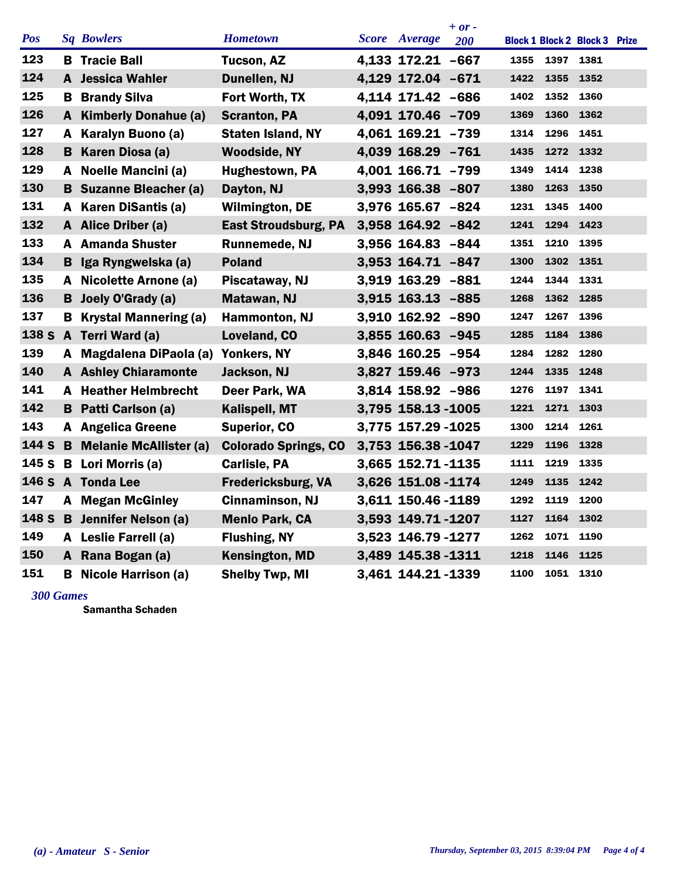| Pos | Sq | Bowlers | Hometown | Score | Average | + or - 200 | Block 1 | Block 2 | Block 3 | Prize |
|---|---|---|---|---|---|---|---|---|---|---|
| 123 | B | Tracie Ball | Tucson, AZ | 4,133 | 172.21 | -667 | 1355 | 1397 | 1381 | |
| 124 | A | Jessica Wahler | Dunellen, NJ | 4,129 | 172.04 | -671 | 1422 | 1355 | 1352 | |
| 125 | B | Brandy Silva | Fort Worth, TX | 4,114 | 171.42 | -686 | 1402 | 1352 | 1360 | |
| 126 | A | Kimberly Donahue (a) | Scranton, PA | 4,091 | 170.46 | -709 | 1369 | 1360 | 1362 | |
| 127 | A | Karalyn Buono (a) | Staten Island, NY | 4,061 | 169.21 | -739 | 1314 | 1296 | 1451 | |
| 128 | B | Karen Diosa (a) | Woodside, NY | 4,039 | 168.29 | -761 | 1435 | 1272 | 1332 | |
| 129 | A | Noelle Mancini (a) | Hughestown, PA | 4,001 | 166.71 | -799 | 1349 | 1414 | 1238 | |
| 130 | B | Suzanne Bleacher (a) | Dayton, NJ | 3,993 | 166.38 | -807 | 1380 | 1263 | 1350 | |
| 131 | A | Karen DiSantis (a) | Wilmington, DE | 3,976 | 165.67 | -824 | 1231 | 1345 | 1400 | |
| 132 | A | Alice Driber (a) | East Stroudsburg, PA | 3,958 | 164.92 | -842 | 1241 | 1294 | 1423 | |
| 133 | A | Amanda Shuster | Runnemede, NJ | 3,956 | 164.83 | -844 | 1351 | 1210 | 1395 | |
| 134 | B | Iga Ryngwelska (a) | Poland | 3,953 | 164.71 | -847 | 1300 | 1302 | 1351 | |
| 135 | A | Nicolette Arnone (a) | Piscataway, NJ | 3,919 | 163.29 | -881 | 1244 | 1344 | 1331 | |
| 136 | B | Joely O'Grady (a) | Matawan, NJ | 3,915 | 163.13 | -885 | 1268 | 1362 | 1285 | |
| 137 | B | Krystal Mannering (a) | Hammonton, NJ | 3,910 | 162.92 | -890 | 1247 | 1267 | 1396 | |
| 138 S | A | Terri Ward (a) | Loveland, CO | 3,855 | 160.63 | -945 | 1285 | 1184 | 1386 | |
| 139 | A | Magdalena DiPaola (a) | Yonkers, NY | 3,846 | 160.25 | -954 | 1284 | 1282 | 1280 | |
| 140 | A | Ashley Chiaramonte | Jackson, NJ | 3,827 | 159.46 | -973 | 1244 | 1335 | 1248 | |
| 141 | A | Heather Helmbrecht | Deer Park, WA | 3,814 | 158.92 | -986 | 1276 | 1197 | 1341 | |
| 142 | B | Patti Carlson (a) | Kalispell, MT | 3,795 | 158.13 | -1005 | 1221 | 1271 | 1303 | |
| 143 | A | Angelica Greene | Superior, CO | 3,775 | 157.29 | -1025 | 1300 | 1214 | 1261 | |
| 144 S | B | Melanie McAllister (a) | Colorado Springs, CO | 3,753 | 156.38 | -1047 | 1229 | 1196 | 1328 | |
| 145 S | B | Lori Morris (a) | Carlisle, PA | 3,665 | 152.71 | -1135 | 1111 | 1219 | 1335 | |
| 146 S | A | Tonda Lee | Fredericksburg, VA | 3,626 | 151.08 | -1174 | 1249 | 1135 | 1242 | |
| 147 | A | Megan McGinley | Cinnaminson, NJ | 3,611 | 150.46 | -1189 | 1292 | 1119 | 1200 | |
| 148 S | B | Jennifer Nelson (a) | Menlo Park, CA | 3,593 | 149.71 | -1207 | 1127 | 1164 | 1302 | |
| 149 | A | Leslie Farrell (a) | Flushing, NY | 3,523 | 146.79 | -1277 | 1262 | 1071 | 1190 | |
| 150 | A | Rana Bogan (a) | Kensington, MD | 3,489 | 145.38 | -1311 | 1218 | 1146 | 1125 | |
| 151 | B | Nicole Harrison (a) | Shelby Twp, MI | 3,461 | 144.21 | -1339 | 1100 | 1051 | 1310 | |

*300 Games*

Samantha Schaden

*(a) - Amateur S - Senior*

*Thursday, September 03, 2015 8:39:04 PM*